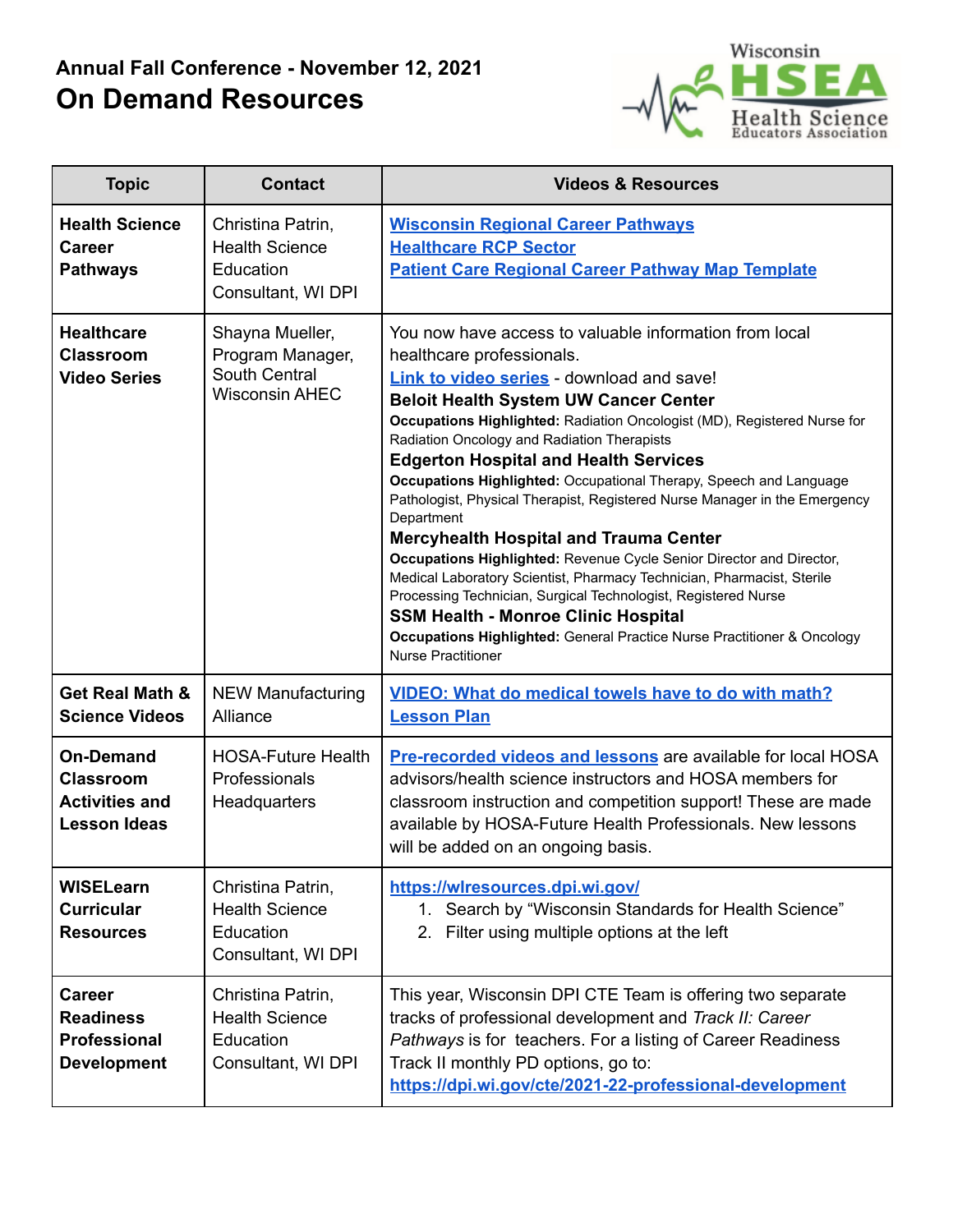## Annual Fall Conference - November 12, 2021

# On Demand Resources

Wisconsin HSEA Health Science Educators Association

| Topic | Contact | Videos & Resources |
| --- | --- | --- |
| **Health Science Career Pathways** | Christina Patrin, Health Science Education Consultant, WI DPI | **Wisconsin Regional Career Pathways**<br>**Healthcare RCP Sector**<br>**Patient Care Regional Career Pathway Map Template** |
| **Healthcare Classroom Video Series** | Shayna Mueller, Program Manager, South Central Wisconsin AHEC | You now have access to valuable information from local healthcare professionals.<br>**Link to video series** - download and save!<br>**Beloit Health System UW Cancer Center**<br>**Occupations Highlighted:** Radiation Oncologist (MD), Registered Nurse for Radiation Oncology and Radiation Therapists<br>**Edgerton Hospital and Health Services**<br>**Occupations Highlighted:** Occupational Therapy, Speech and Language Pathologist, Physical Therapist, Registered Nurse Manager in the Emergency Department<br>**Mercyhealth Hospital and Trauma Center**<br>**Occupations Highlighted:** Revenue Cycle Senior Director and Director, Medical Laboratory Scientist, Pharmacy Technician, Pharmacist, Sterile Processing Technician, Surgical Technologist, Registered Nurse<br>**SSM Health - Monroe Clinic Hospital**<br>**Occupations Highlighted:** General Practice Nurse Practitioner & Oncology Nurse Practitioner |
| **Get Real Math & Science Videos** | NEW Manufacturing Alliance | **VIDEO: What do medical towels have to do with math?**<br>**Lesson Plan** |
| **On-Demand Classroom Activities and Lesson Ideas** | HOSA-Future Health Professionals Headquarters | **Pre-recorded videos and lessons** are available for local HOSA advisors/health science instructors and HOSA members for classroom instruction and competition support! These are made available by HOSA-Future Health Professionals. New lessons will be added on an ongoing basis. |
| **WISELearn Curricular Resources** | Christina Patrin, Health Science Education Consultant, WI DPI | **https://wlresources.dpi.wi.gov/**<br>1. Search by "Wisconsin Standards for Health Science"<br>2. Filter using multiple options at the left |
| **Career Readiness Professional Development** | Christina Patrin, Health Science Education Consultant, WI DPI | This year, Wisconsin DPI CTE Team is offering two separate tracks of professional development and *Track II: Career Pathways* is for teachers. For a listing of Career Readiness Track II monthly PD options, go to: **https://dpi.wi.gov/cte/2021-22-professional-development** |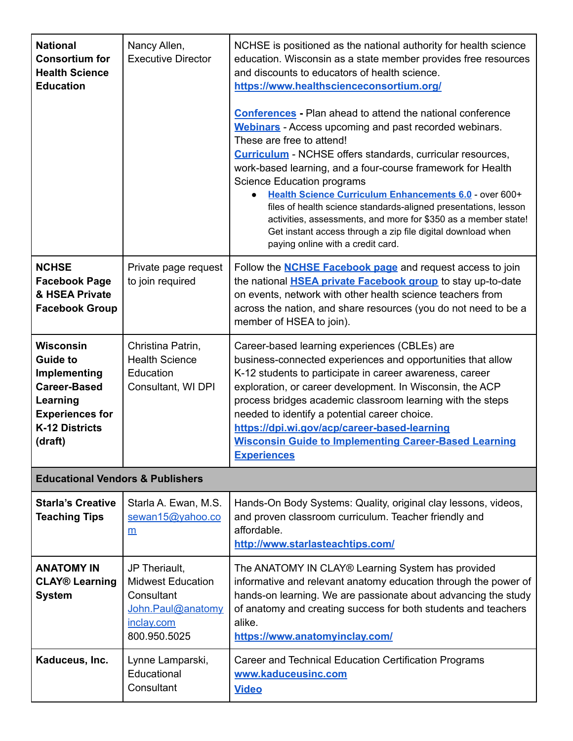| | | |
|---|---|---|
| **National Consortium for Health Science Education** | Nancy Allen, Executive Director | NCHSE is positioned as the national authority for health science education. Wisconsin as a state member provides free resources and discounts to educators of health science. **https://www.healthscienceconsortium.org/**<br><br>**Conferences** - Plan ahead to attend the national conference<br>**Webinars** - Access upcoming and past recorded webinars. These are free to attend!<br>**Curriculum** - NCHSE offers standards, curricular resources, work-based learning, and a four-course framework for Health Science Education programs<br>● **Health Science Curriculum Enhancements 6.0** - over 600+ files of health science standards-aligned presentations, lesson activities, assessments, and more for $350 as a member state! Get instant access through a zip file digital download when paying online with a credit card. |
| **NCHSE Facebook Page & HSEA Private Facebook Group** | Private page request to join required | Follow the **NCHSE Facebook page** and request access to join the national **HSEA private Facebook group** to stay up-to-date on events, network with other health science teachers from across the nation, and share resources (you do not need to be a member of HSEA to join). |
| **Wisconsin Guide to Implementing Career-Based Learning Experiences for K-12 Districts (draft)** | Christina Patrin, Health Science Education Consultant, WI DPI | Career-based learning experiences (CBLEs) are business-connected experiences and opportunities that allow K-12 students to participate in career awareness, career exploration, or career development. In Wisconsin, the ACP process bridges academic classroom learning with the steps needed to identify a potential career choice.<br>**https://dpi.wi.gov/acp/career-based-learning**<br>**Wisconsin Guide to Implementing Career-Based Learning Experiences** |
| **Educational Vendors & Publishers** | | |
| **Starla's Creative Teaching Tips** | Starla A. Ewan, M.S.<br>sewan15@yahoo.com | Hands-On Body Systems: Quality, original clay lessons, videos, and proven classroom curriculum. Teacher friendly and affordable.<br>**http://www.starlasteachtips.com/** |
| **ANATOMY IN CLAY® Learning System** | JP Theriault, Midwest Education Consultant<br>John.Paul@anatomyinclay.com<br>800.950.5025 | The ANATOMY IN CLAY® Learning System has provided informative and relevant anatomy education through the power of hands-on learning. We are passionate about advancing the study of anatomy and creating success for both students and teachers alike.<br>**https://www.anatomyinclay.com/** |
| **Kaduceus, Inc.** | Lynne Lamparski, Educational Consultant | Career and Technical Education Certification Programs<br>**www.kaduceusinc.com**<br>**Video** |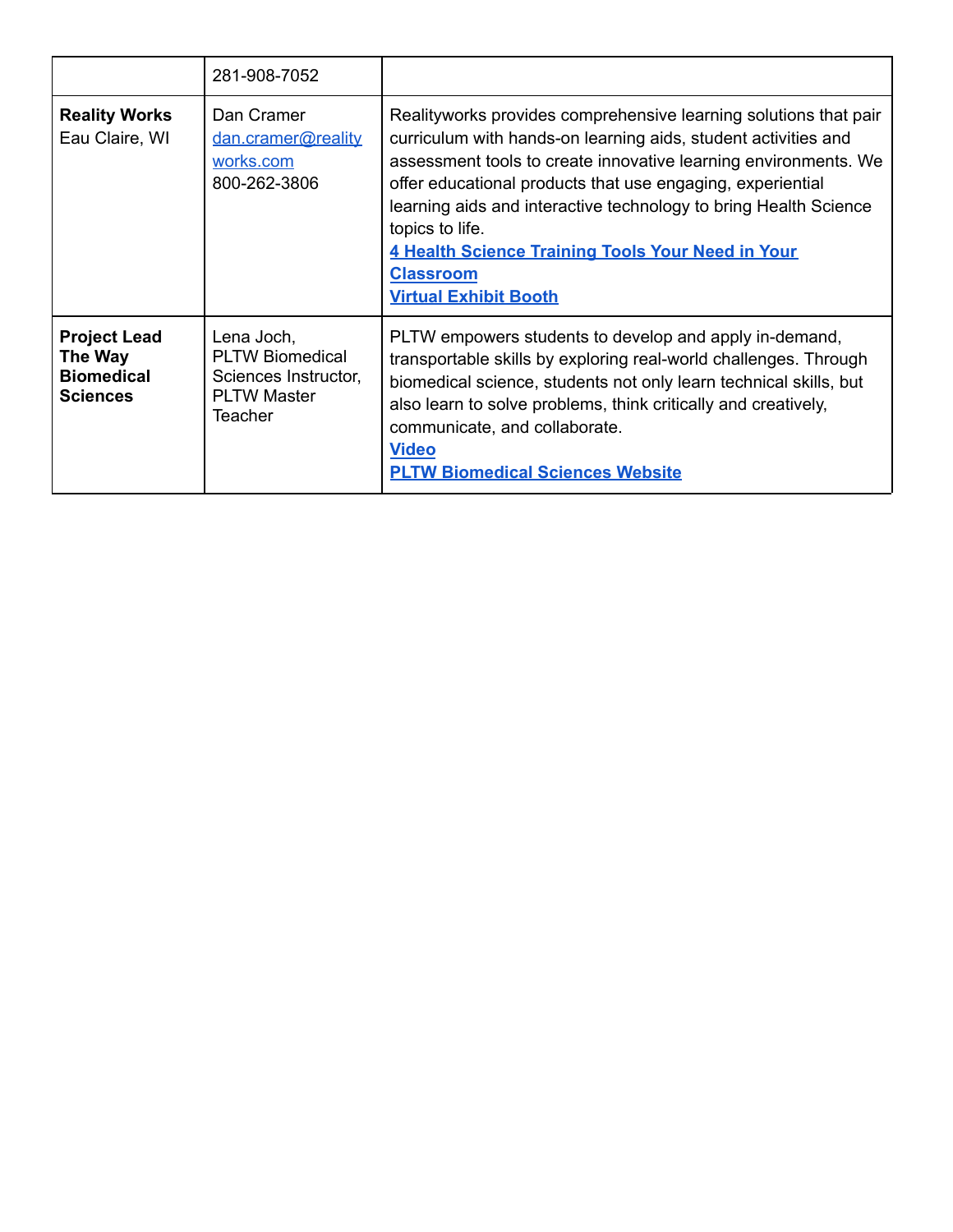| | | |
|---|---|---|
| | 281-908-7052 | |
| **Reality Works** Eau Claire, WI | Dan Cramer dan.cramer@realityworks.com 800-262-3806 | Realityworks provides comprehensive learning solutions that pair curriculum with hands-on learning aids, student activities and assessment tools to create innovative learning environments. We offer educational products that use engaging, experiential learning aids and interactive technology to bring Health Science topics to life. **4 Health Science Training Tools Your Need in Your Classroom** **Virtual Exhibit Booth** |
| **Project Lead The Way Biomedical Sciences** | Lena Joch, PLTW Biomedical Sciences Instructor, PLTW Master Teacher | PLTW empowers students to develop and apply in-demand, transportable skills by exploring real-world challenges. Through biomedical science, students not only learn technical skills, but also learn to solve problems, think critically and creatively, communicate, and collaborate. **Video** **PLTW Biomedical Sciences Website** |